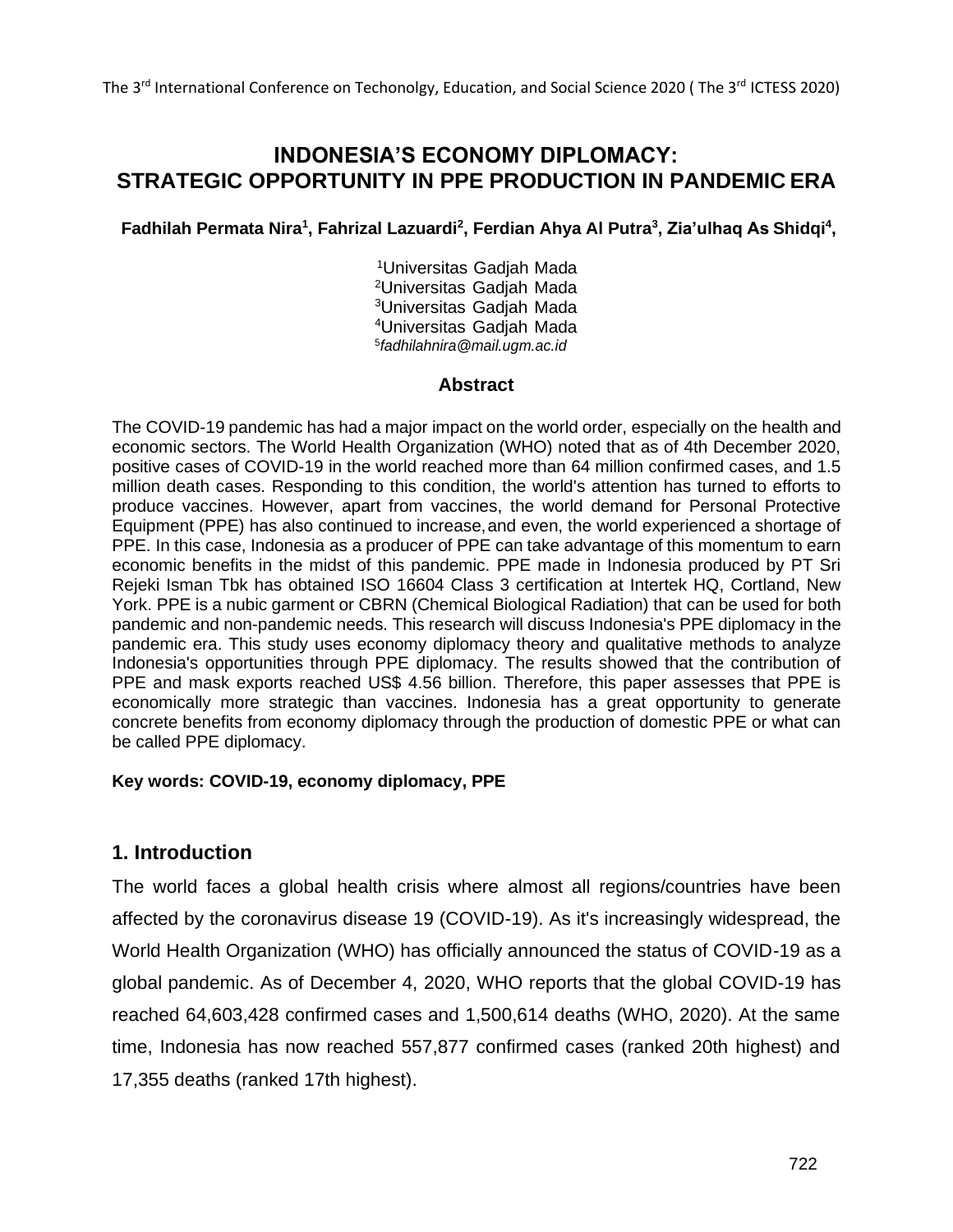# INDONESIA'S ECONOMY DIPLOMACY: STRATEGIC OPPORTUNITY IN PPE PRODUCTION IN PANDEMIC ERA

**Fadhilah Permata Nira[1], Fahrizal Lazuardi[2], Ferdian Ahya Al Putra[3], Zia'ulhaq As Shidqi[4],**

[1]Universitas Gadjah Mada
[2]Universitas Gadjah Mada
[3]Universitas Gadjah Mada
[4]Universitas Gadjah Mada
[5]*fadhilahnira@mail.ugm.ac.id*

## Abstract

The COVID-19 pandemic has had a major impact on the world order, especially on the health and economic sectors. The World Health Organization (WHO) noted that as of 4th December 2020, positive cases of COVID-19 in the world reached more than 64 million confirmed cases, and 1.5 million death cases. Responding to this condition, the world's attention has turned to efforts to produce vaccines. However, apart from vaccines, the world demand for Personal Protective Equipment (PPE) has also continued to increase, and even, the world experienced a shortage of PPE. In this case, Indonesia as a producer of PPE can take advantage of this momentum to earn economic benefits in the midst of this pandemic. PPE made in Indonesia produced by PT Sri Rejeki Isman Tbk has obtained ISO 16604 Class 3 certification at Intertek HQ, Cortland, New York. PPE is a nubic garment or CBRN (Chemical Biological Radiation) that can be used for both pandemic and non-pandemic needs. This research will discuss Indonesia's PPE diplomacy in the pandemic era. This study uses economy diplomacy theory and qualitative methods to analyze Indonesia's opportunities through PPE diplomacy. The results showed that the contribution of PPE and mask exports reached US$ 4.56 billion. Therefore, this paper assesses that PPE is economically more strategic than vaccines. Indonesia has a great opportunity to generate concrete benefits from economy diplomacy through the production of domestic PPE or what can be called PPE diplomacy.

**Key words: COVID-19, economy diplomacy, PPE**

## 1. Introduction

The world faces a global health crisis where almost all regions/countries have been affected by the coronavirus disease 19 (COVID-19). As it's increasingly widespread, the World Health Organization (WHO) has officially announced the status of COVID-19 as a global pandemic. As of December 4, 2020, WHO reports that the global COVID-19 has reached 64,603,428 confirmed cases and 1,500,614 deaths (WHO, 2020). At the same time, Indonesia has now reached 557,877 confirmed cases (ranked 20th highest) and 17,355 deaths (ranked 17th highest).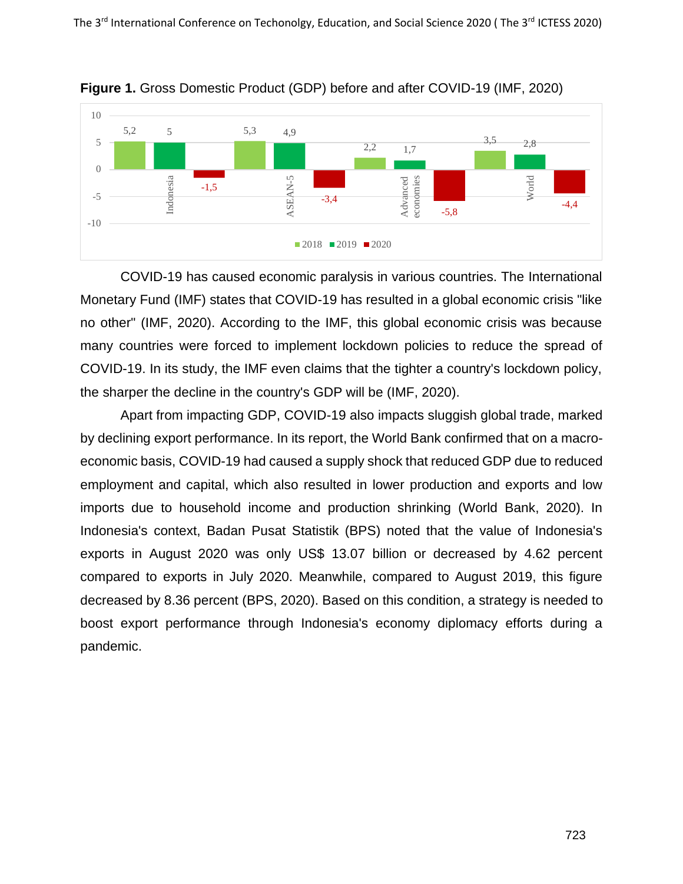**Figure 1.** Gross Domestic Product (GDP) before and after COVID-19 (IMF, 2020)

| | 2018 | 2019 | 2020 |
|---|---|---|---|
| Indonesia | 5,2 | 5 | -1,5 |
| ASEAN-5 | 5,3 | 4,9 | -3,4 |
| Advanced economies | 2,2 | 1,7 | -5,8 |
| World | 3,5 | 2,8 | -4,4 |

COVID-19 has caused economic paralysis in various countries. The International Monetary Fund (IMF) states that COVID-19 has resulted in a global economic crisis "like no other" (IMF, 2020). According to the IMF, this global economic crisis was because many countries were forced to implement lockdown policies to reduce the spread of COVID-19. In its study, the IMF even claims that the tighter a country's lockdown policy, the sharper the decline in the country's GDP will be (IMF, 2020).

Apart from impacting GDP, COVID-19 also impacts sluggish global trade, marked by declining export performance. In its report, the World Bank confirmed that on a macro-economic basis, COVID-19 had caused a supply shock that reduced GDP due to reduced employment and capital, which also resulted in lower production and exports and low imports due to household income and production shrinking (World Bank, 2020). In Indonesia's context, Badan Pusat Statistik (BPS) noted that the value of Indonesia's exports in August 2020 was only US$ 13.07 billion or decreased by 4.62 percent compared to exports in July 2020. Meanwhile, compared to August 2019, this figure decreased by 8.36 percent (BPS, 2020). Based on this condition, a strategy is needed to boost export performance through Indonesia's economy diplomacy efforts during a pandemic.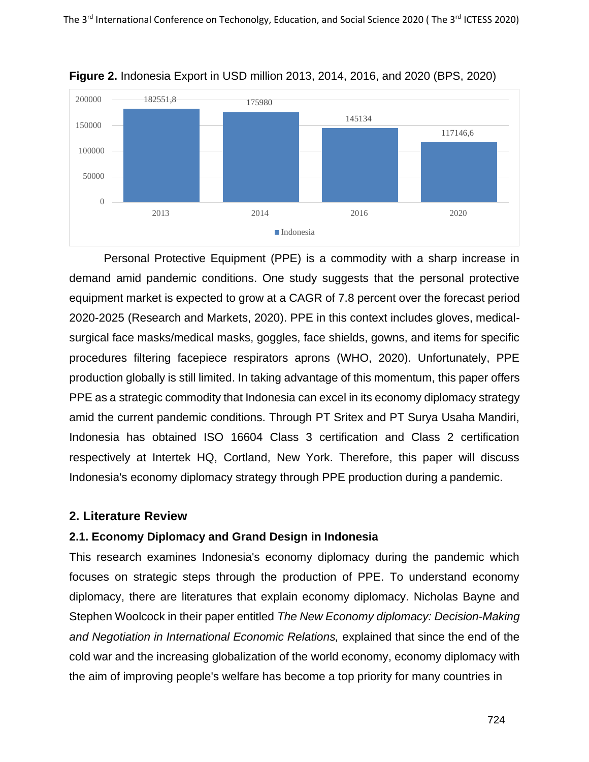**Figure 2.** Indonesia Export in USD million 2013, 2014, 2016, and 2020 (BPS, 2020)

| Year | Indonesia |
|---|---|
| 2013 | 182551,8 |
| 2014 | 175980 |
| 2016 | 145134 |
| 2020 | 117146,6 |

Personal Protective Equipment (PPE) is a commodity with a sharp increase in demand amid pandemic conditions. One study suggests that the personal protective equipment market is expected to grow at a CAGR of 7.8 percent over the forecast period 2020-2025 (Research and Markets, 2020). PPE in this context includes gloves, medical-surgical face masks/medical masks, goggles, face shields, gowns, and items for specific procedures filtering facepiece respirators aprons (WHO, 2020). Unfortunately, PPE production globally is still limited. In taking advantage of this momentum, this paper offers PPE as a strategic commodity that Indonesia can excel in its economy diplomacy strategy amid the current pandemic conditions. Through PT Sritex and PT Surya Usaha Mandiri, Indonesia has obtained ISO 16604 Class 3 certification and Class 2 certification respectively at Intertek HQ, Cortland, New York. Therefore, this paper will discuss Indonesia's economy diplomacy strategy through PPE production during a pandemic.

## 2. Literature Review

### 2.1. Economy Diplomacy and Grand Design in Indonesia

This research examines Indonesia's economy diplomacy during the pandemic which focuses on strategic steps through the production of PPE. To understand economy diplomacy, there are literatures that explain economy diplomacy. Nicholas Bayne and Stephen Woolcock in their paper entitled *The New Economy diplomacy: Decision-Making and Negotiation in International Economic Relations,* explained that since the end of the cold war and the increasing globalization of the world economy, economy diplomacy with the aim of improving people's welfare has become a top priority for many countries in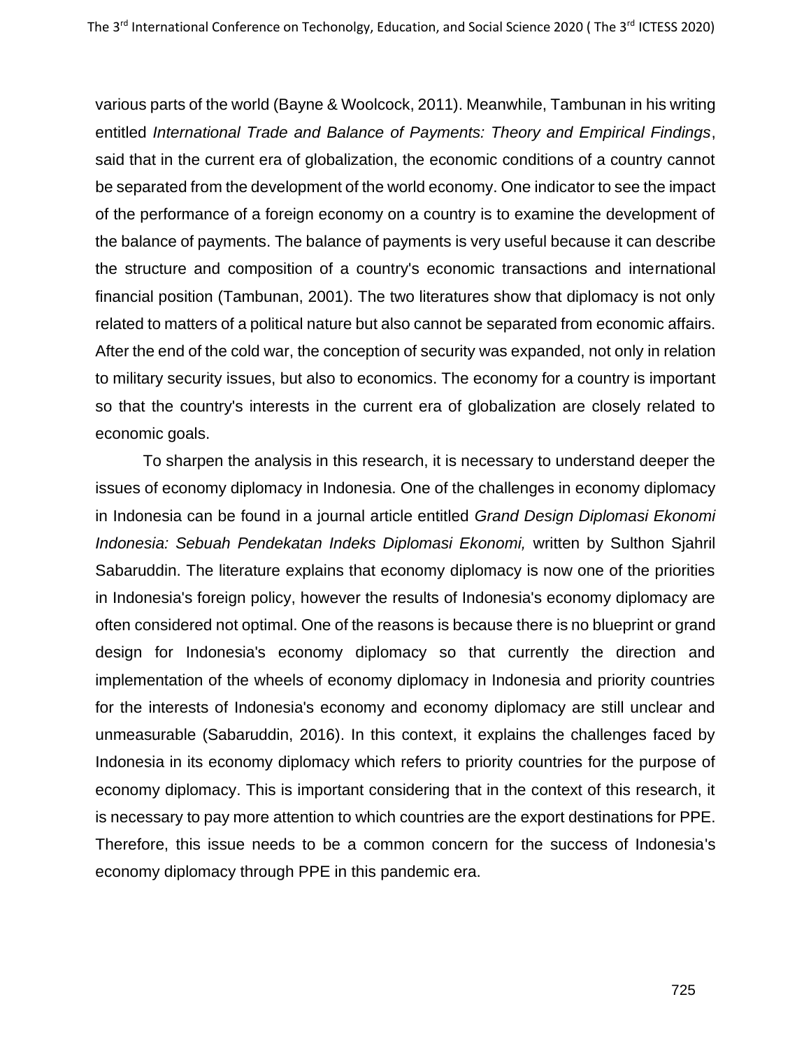various parts of the world (Bayne & Woolcock, 2011). Meanwhile, Tambunan in his writing entitled *International Trade and Balance of Payments: Theory and Empirical Findings*, said that in the current era of globalization, the economic conditions of a country cannot be separated from the development of the world economy. One indicator to see the impact of the performance of a foreign economy on a country is to examine the development of the balance of payments. The balance of payments is very useful because it can describe the structure and composition of a country's economic transactions and international financial position (Tambunan, 2001). The two literatures show that diplomacy is not only related to matters of a political nature but also cannot be separated from economic affairs. After the end of the cold war, the conception of security was expanded, not only in relation to military security issues, but also to economics. The economy for a country is important so that the country's interests in the current era of globalization are closely related to economic goals.

To sharpen the analysis in this research, it is necessary to understand deeper the issues of economy diplomacy in Indonesia. One of the challenges in economy diplomacy in Indonesia can be found in a journal article entitled *Grand Design Diplomasi Ekonomi Indonesia: Sebuah Pendekatan Indeks Diplomasi Ekonomi,* written by Sulthon Sjahril Sabaruddin. The literature explains that economy diplomacy is now one of the priorities in Indonesia's foreign policy, however the results of Indonesia's economy diplomacy are often considered not optimal. One of the reasons is because there is no blueprint or grand design for Indonesia's economy diplomacy so that currently the direction and implementation of the wheels of economy diplomacy in Indonesia and priority countries for the interests of Indonesia's economy and economy diplomacy are still unclear and unmeasurable (Sabaruddin, 2016). In this context, it explains the challenges faced by Indonesia in its economy diplomacy which refers to priority countries for the purpose of economy diplomacy. This is important considering that in the context of this research, it is necessary to pay more attention to which countries are the export destinations for PPE. Therefore, this issue needs to be a common concern for the success of Indonesia's economy diplomacy through PPE in this pandemic era.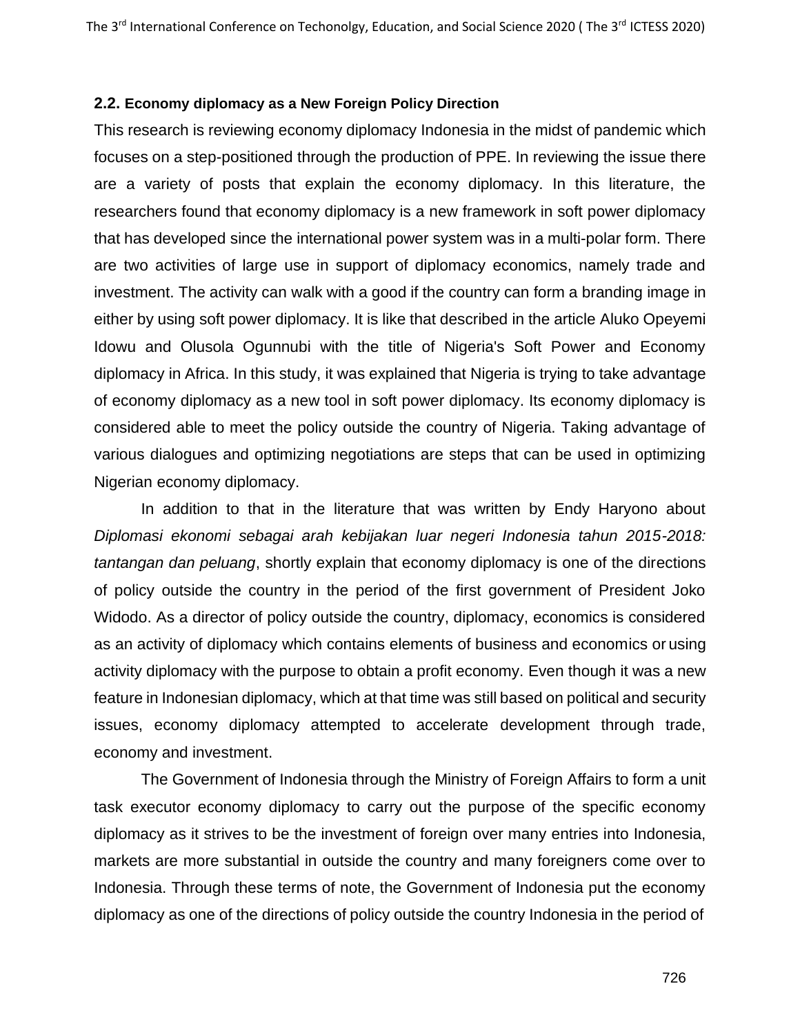### 2.2. Economy diplomacy as a New Foreign Policy Direction

This research is reviewing economy diplomacy Indonesia in the midst of pandemic which focuses on a step-positioned through the production of PPE. In reviewing the issue there are a variety of posts that explain the economy diplomacy. In this literature, the researchers found that economy diplomacy is a new framework in soft power diplomacy that has developed since the international power system was in a multi-polar form. There are two activities of large use in support of diplomacy economics, namely trade and investment. The activity can walk with a good if the country can form a branding image in either by using soft power diplomacy. It is like that described in the article Aluko Opeyemi Idowu and Olusola Ogunnubi with the title of Nigeria's Soft Power and Economy diplomacy in Africa. In this study, it was explained that Nigeria is trying to take advantage of economy diplomacy as a new tool in soft power diplomacy. Its economy diplomacy is considered able to meet the policy outside the country of Nigeria. Taking advantage of various dialogues and optimizing negotiations are steps that can be used in optimizing Nigerian economy diplomacy.

In addition to that in the literature that was written by Endy Haryono about *Diplomasi ekonomi sebagai arah kebijakan luar negeri Indonesia tahun 2015-2018: tantangan dan peluang*, shortly explain that economy diplomacy is one of the directions of policy outside the country in the period of the first government of President Joko Widodo. As a director of policy outside the country, diplomacy, economics is considered as an activity of diplomacy which contains elements of business and economics or using activity diplomacy with the purpose to obtain a profit economy. Even though it was a new feature in Indonesian diplomacy, which at that time was still based on political and security issues, economy diplomacy attempted to accelerate development through trade, economy and investment.

The Government of Indonesia through the Ministry of Foreign Affairs to form a unit task executor economy diplomacy to carry out the purpose of the specific economy diplomacy as it strives to be the investment of foreign over many entries into Indonesia, markets are more substantial in outside the country and many foreigners come over to Indonesia. Through these terms of note, the Government of Indonesia put the economy diplomacy as one of the directions of policy outside the country Indonesia in the period of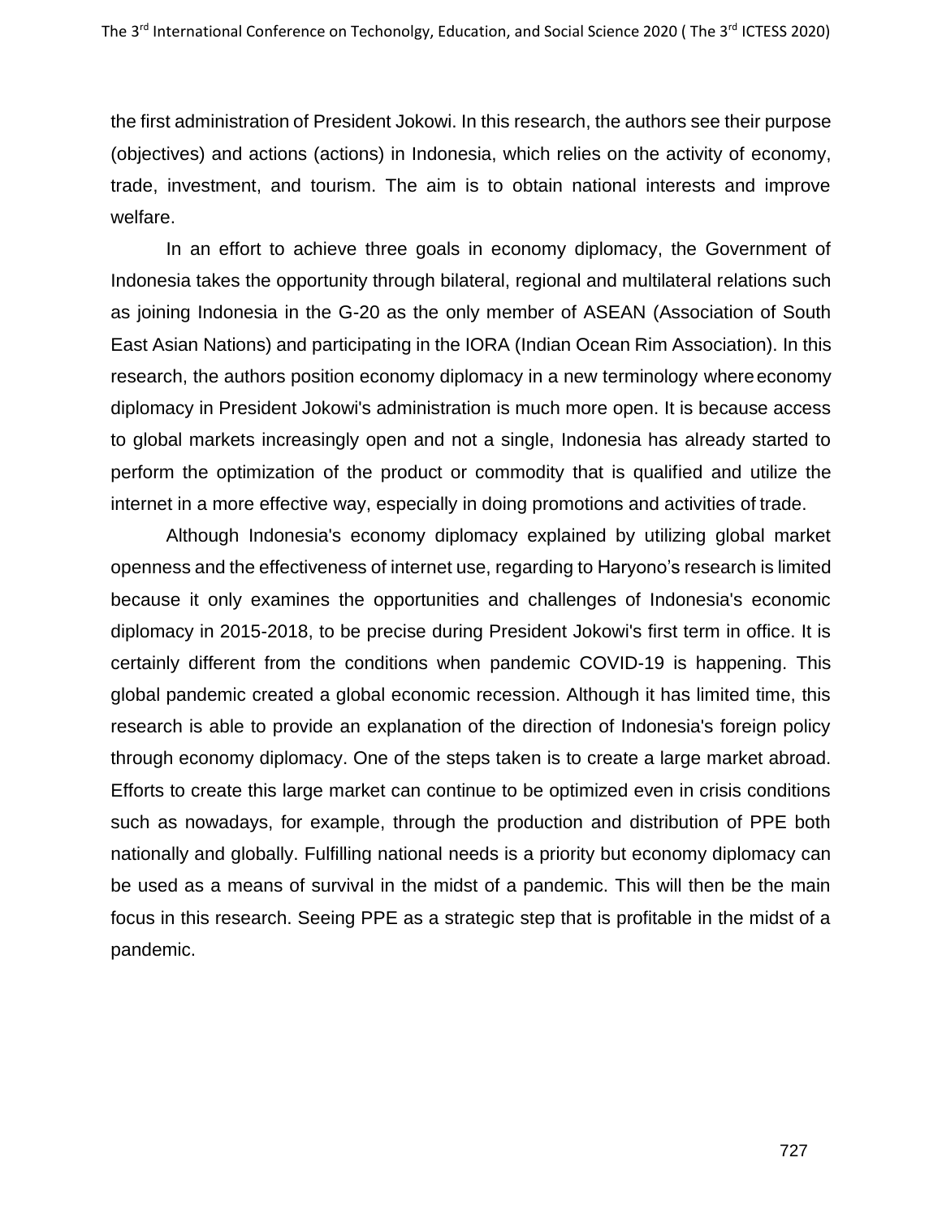the first administration of President Jokowi. In this research, the authors see their purpose (objectives) and actions (actions) in Indonesia, which relies on the activity of economy, trade, investment, and tourism. The aim is to obtain national interests and improve welfare.

In an effort to achieve three goals in economy diplomacy, the Government of Indonesia takes the opportunity through bilateral, regional and multilateral relations such as joining Indonesia in the G-20 as the only member of ASEAN (Association of South East Asian Nations) and participating in the IORA (Indian Ocean Rim Association). In this research, the authors position economy diplomacy in a new terminology where economy diplomacy in President Jokowi's administration is much more open. It is because access to global markets increasingly open and not a single, Indonesia has already started to perform the optimization of the product or commodity that is qualified and utilize the internet in a more effective way, especially in doing promotions and activities of trade.

Although Indonesia's economy diplomacy explained by utilizing global market openness and the effectiveness of internet use, regarding to Haryono's research is limited because it only examines the opportunities and challenges of Indonesia's economic diplomacy in 2015-2018, to be precise during President Jokowi's first term in office. It is certainly different from the conditions when pandemic COVID-19 is happening. This global pandemic created a global economic recession. Although it has limited time, this research is able to provide an explanation of the direction of Indonesia's foreign policy through economy diplomacy. One of the steps taken is to create a large market abroad. Efforts to create this large market can continue to be optimized even in crisis conditions such as nowadays, for example, through the production and distribution of PPE both nationally and globally. Fulfilling national needs is a priority but economy diplomacy can be used as a means of survival in the midst of a pandemic. This will then be the main focus in this research. Seeing PPE as a strategic step that is profitable in the midst of a pandemic.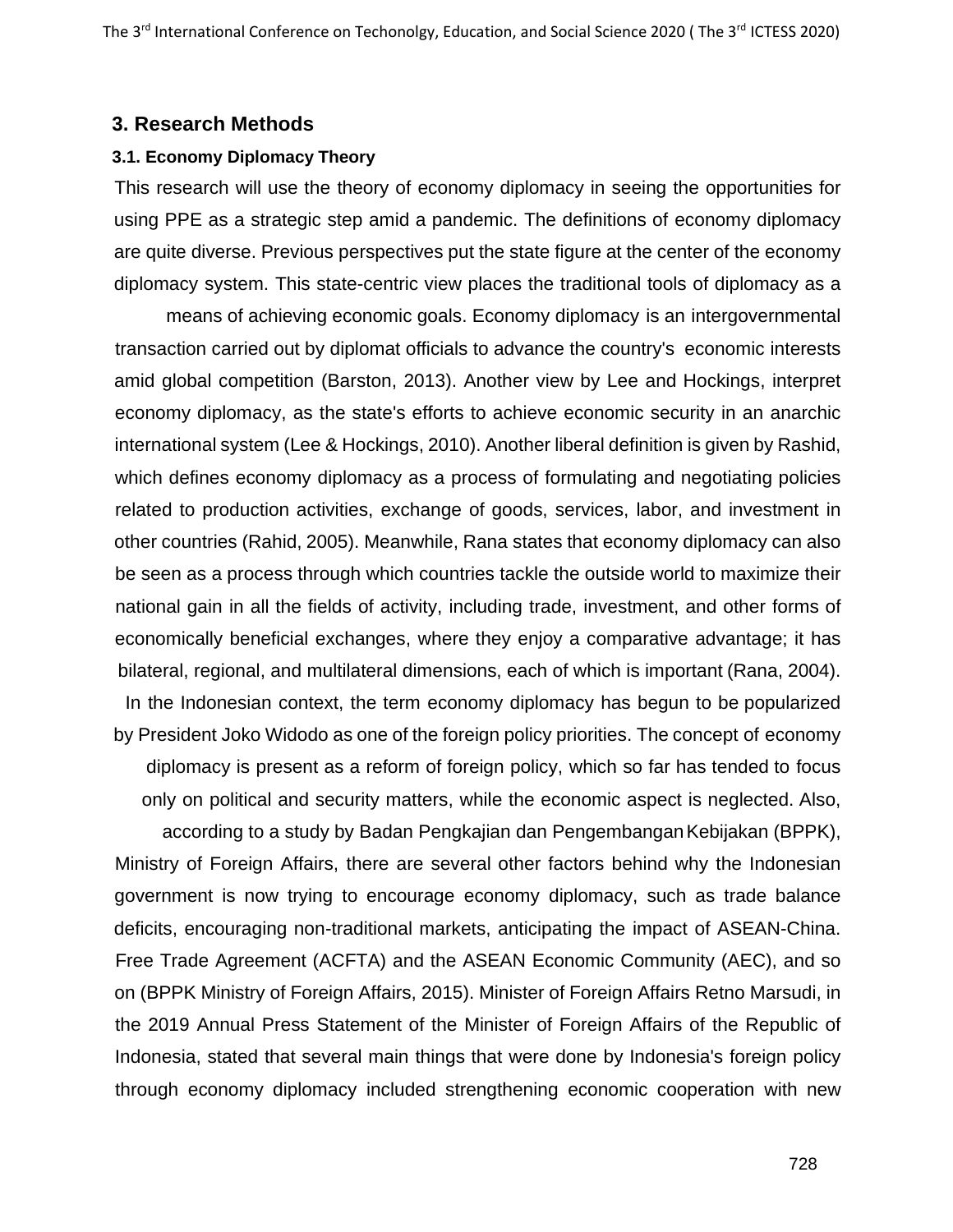## 3. Research Methods

### 3.1. Economy Diplomacy Theory

This research will use the theory of economy diplomacy in seeing the opportunities for using PPE as a strategic step amid a pandemic. The definitions of economy diplomacy are quite diverse. Previous perspectives put the state figure at the center of the economy diplomacy system. This state-centric view places the traditional tools of diplomacy as a means of achieving economic goals. Economy diplomacy is an intergovernmental transaction carried out by diplomat officials to advance the country's economic interests amid global competition (Barston, 2013). Another view by Lee and Hockings, interpret economy diplomacy, as the state's efforts to achieve economic security in an anarchic international system (Lee & Hockings, 2010). Another liberal definition is given by Rashid, which defines economy diplomacy as a process of formulating and negotiating policies related to production activities, exchange of goods, services, labor, and investment in other countries (Rahid, 2005). Meanwhile, Rana states that economy diplomacy can also be seen as a process through which countries tackle the outside world to maximize their national gain in all the fields of activity, including trade, investment, and other forms of economically beneficial exchanges, where they enjoy a comparative advantage; it has bilateral, regional, and multilateral dimensions, each of which is important (Rana, 2004).

In the Indonesian context, the term economy diplomacy has begun to be popularized by President Joko Widodo as one of the foreign policy priorities. The concept of economy diplomacy is present as a reform of foreign policy, which so far has tended to focus only on political and security matters, while the economic aspect is neglected. Also, according to a study by Badan Pengkajian dan Pengembangan Kebijakan (BPPK), Ministry of Foreign Affairs, there are several other factors behind why the Indonesian government is now trying to encourage economy diplomacy, such as trade balance deficits, encouraging non-traditional markets, anticipating the impact of ASEAN-China. Free Trade Agreement (ACFTA) and the ASEAN Economic Community (AEC), and so on (BPPK Ministry of Foreign Affairs, 2015). Minister of Foreign Affairs Retno Marsudi, in the 2019 Annual Press Statement of the Minister of Foreign Affairs of the Republic of Indonesia, stated that several main things that were done by Indonesia's foreign policy through economy diplomacy included strengthening economic cooperation with new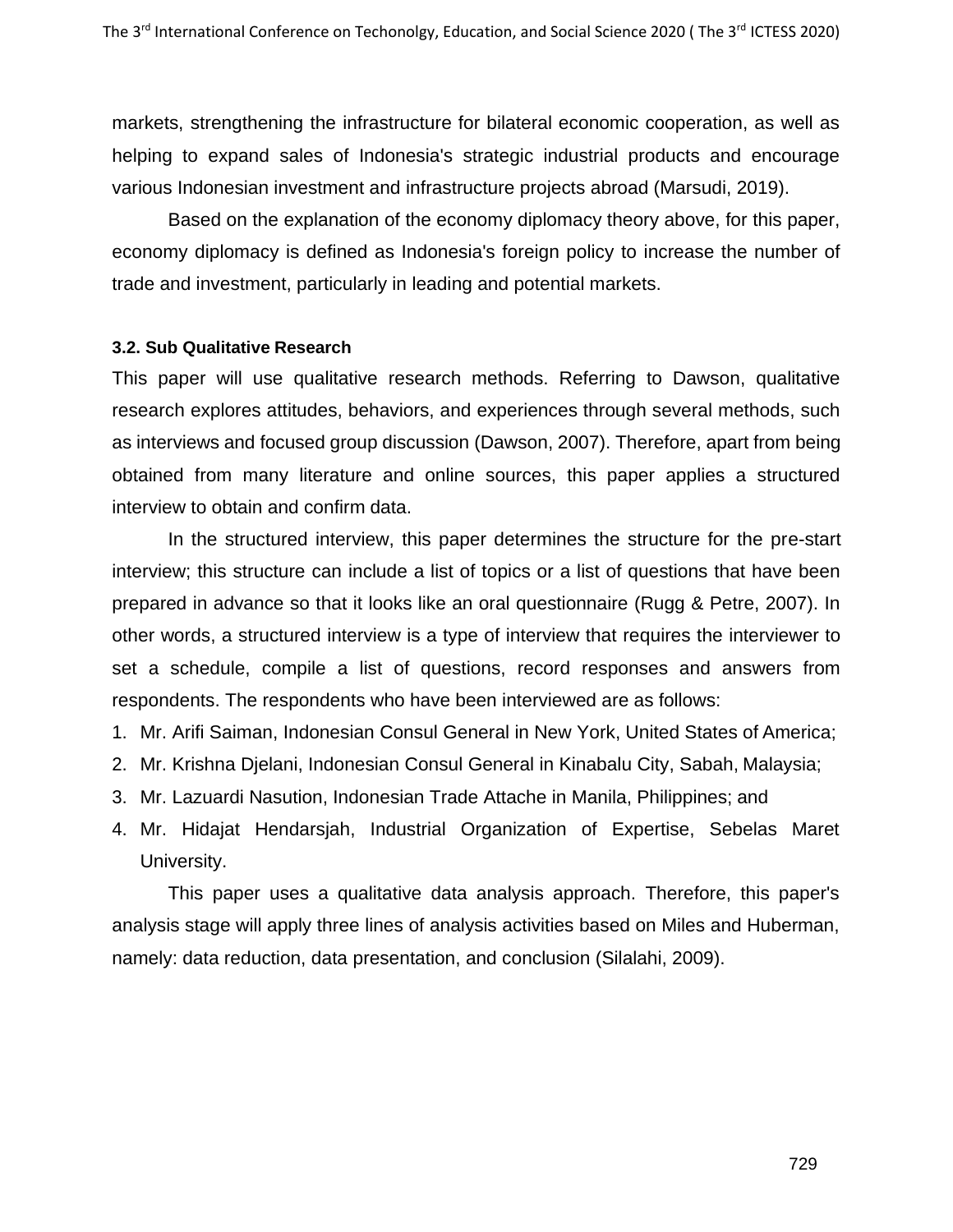markets, strengthening the infrastructure for bilateral economic cooperation, as well as helping to expand sales of Indonesia's strategic industrial products and encourage various Indonesian investment and infrastructure projects abroad (Marsudi, 2019).

Based on the explanation of the economy diplomacy theory above, for this paper, economy diplomacy is defined as Indonesia's foreign policy to increase the number of trade and investment, particularly in leading and potential markets.

### 3.2. Sub Qualitative Research

This paper will use qualitative research methods. Referring to Dawson, qualitative research explores attitudes, behaviors, and experiences through several methods, such as interviews and focused group discussion (Dawson, 2007). Therefore, apart from being obtained from many literature and online sources, this paper applies a structured interview to obtain and confirm data.

In the structured interview, this paper determines the structure for the pre-start interview; this structure can include a list of topics or a list of questions that have been prepared in advance so that it looks like an oral questionnaire (Rugg & Petre, 2007). In other words, a structured interview is a type of interview that requires the interviewer to set a schedule, compile a list of questions, record responses and answers from respondents. The respondents who have been interviewed are as follows:

1. Mr. Arifi Saiman, Indonesian Consul General in New York, United States of America;
2. Mr. Krishna Djelani, Indonesian Consul General in Kinabalu City, Sabah, Malaysia;
3. Mr. Lazuardi Nasution, Indonesian Trade Attache in Manila, Philippines; and
4. Mr. Hidajat Hendarsjah, Industrial Organization of Expertise, Sebelas Maret University.

This paper uses a qualitative data analysis approach. Therefore, this paper's analysis stage will apply three lines of analysis activities based on Miles and Huberman, namely: data reduction, data presentation, and conclusion (Silalahi, 2009).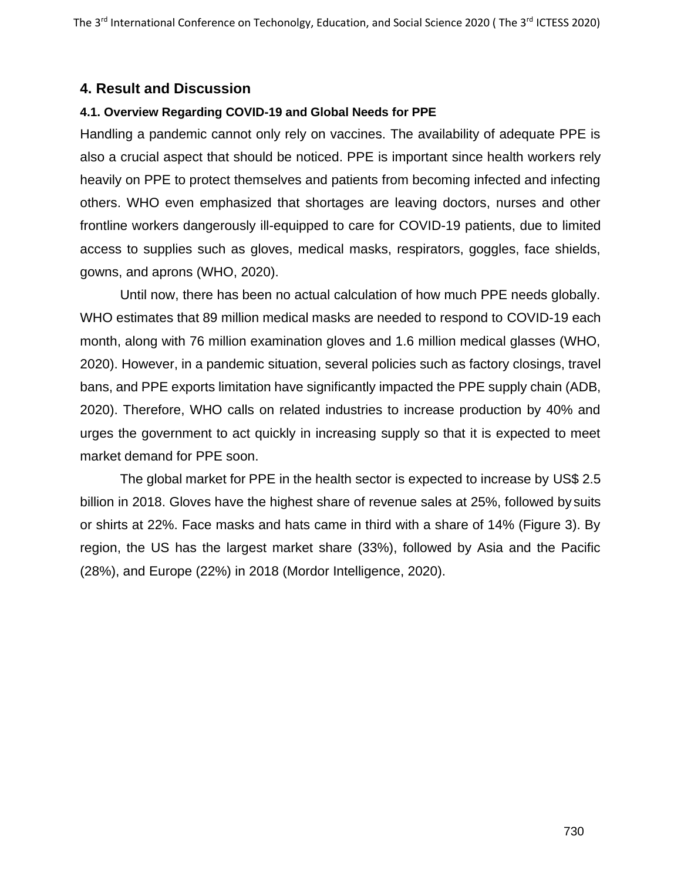## 4. Result and Discussion

### 4.1. Overview Regarding COVID-19 and Global Needs for PPE

Handling a pandemic cannot only rely on vaccines. The availability of adequate PPE is also a crucial aspect that should be noticed. PPE is important since health workers rely heavily on PPE to protect themselves and patients from becoming infected and infecting others. WHO even emphasized that shortages are leaving doctors, nurses and other frontline workers dangerously ill-equipped to care for COVID-19 patients, due to limited access to supplies such as gloves, medical masks, respirators, goggles, face shields, gowns, and aprons (WHO, 2020).

Until now, there has been no actual calculation of how much PPE needs globally. WHO estimates that 89 million medical masks are needed to respond to COVID-19 each month, along with 76 million examination gloves and 1.6 million medical glasses (WHO, 2020). However, in a pandemic situation, several policies such as factory closings, travel bans, and PPE exports limitation have significantly impacted the PPE supply chain (ADB, 2020). Therefore, WHO calls on related industries to increase production by 40% and urges the government to act quickly in increasing supply so that it is expected to meet market demand for PPE soon.

The global market for PPE in the health sector is expected to increase by US$ 2.5 billion in 2018. Gloves have the highest share of revenue sales at 25%, followed by suits or shirts at 22%. Face masks and hats came in third with a share of 14% (Figure 3). By region, the US has the largest market share (33%), followed by Asia and the Pacific (28%), and Europe (22%) in 2018 (Mordor Intelligence, 2020).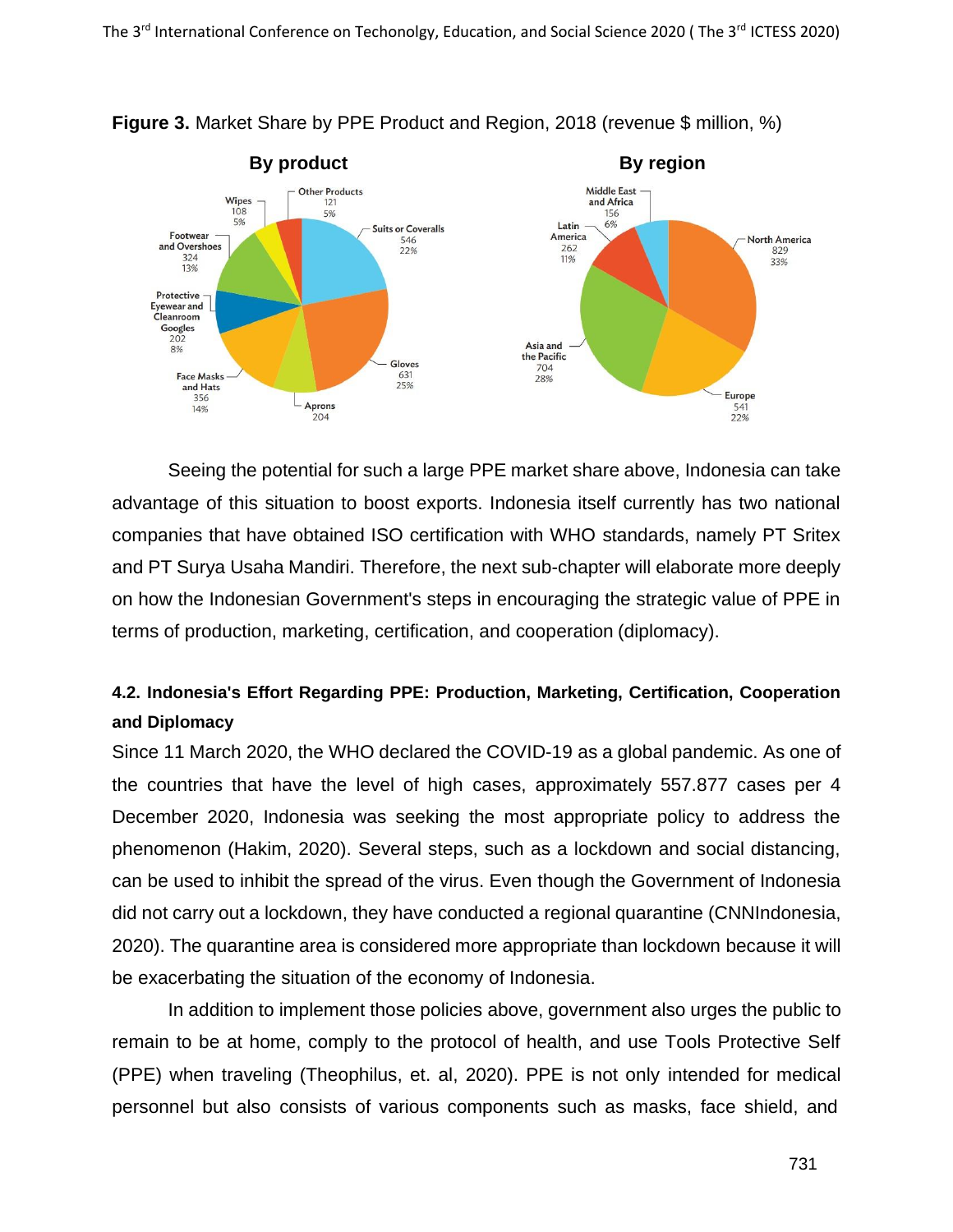**Figure 3.** Market Share by PPE Product and Region, 2018 (revenue $ million, %)

Seeing the potential for such a large PPE market share above, Indonesia can take advantage of this situation to boost exports. Indonesia itself currently has two national companies that have obtained ISO certification with WHO standards, namely PT Sritex and PT Surya Usaha Mandiri. Therefore, the next sub-chapter will elaborate more deeply on how the Indonesian Government's steps in encouraging the strategic value of PPE in terms of production, marketing, certification, and cooperation (diplomacy).

#### 4.2. Indonesia's Effort Regarding PPE: Production, Marketing, Certification, Cooperation and Diplomacy

Since 11 March 2020, the WHO declared the COVID-19 as a global pandemic. As one of the countries that have the level of high cases, approximately 557.877 cases per 4 December 2020, Indonesia was seeking the most appropriate policy to address the phenomenon (Hakim, 2020). Several steps, such as a lockdown and social distancing, can be used to inhibit the spread of the virus. Even though the Government of Indonesia did not carry out a lockdown, they have conducted a regional quarantine (CNNIndonesia, 2020). The quarantine area is considered more appropriate than lockdown because it will be exacerbating the situation of the economy of Indonesia.

In addition to implement those policies above, government also urges the public to remain to be at home, comply to the protocol of health, and use Tools Protective Self (PPE) when traveling (Theophilus, et. al, 2020). PPE is not only intended for medical personnel but also consists of various components such as masks, face shield, and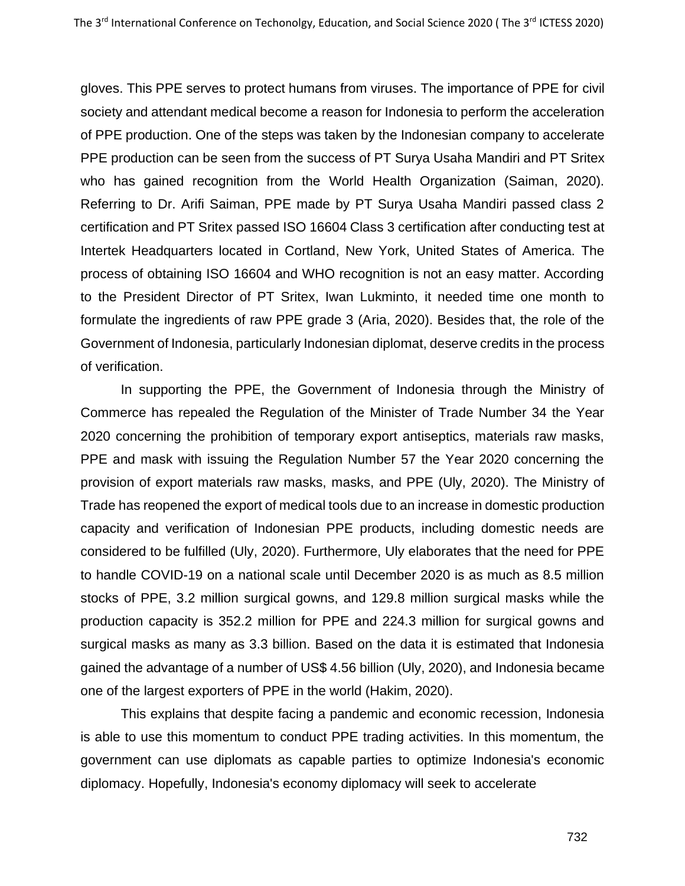gloves. This PPE serves to protect humans from viruses. The importance of PPE for civil society and attendant medical become a reason for Indonesia to perform the acceleration of PPE production. One of the steps was taken by the Indonesian company to accelerate PPE production can be seen from the success of PT Surya Usaha Mandiri and PT Sritex who has gained recognition from the World Health Organization (Saiman, 2020). Referring to Dr. Arifi Saiman, PPE made by PT Surya Usaha Mandiri passed class 2 certification and PT Sritex passed ISO 16604 Class 3 certification after conducting test at Intertek Headquarters located in Cortland, New York, United States of America. The process of obtaining ISO 16604 and WHO recognition is not an easy matter. According to the President Director of PT Sritex, Iwan Lukminto, it needed time one month to formulate the ingredients of raw PPE grade 3 (Aria, 2020). Besides that, the role of the Government of Indonesia, particularly Indonesian diplomat, deserve credits in the process of verification.

In supporting the PPE, the Government of Indonesia through the Ministry of Commerce has repealed the Regulation of the Minister of Trade Number 34 the Year 2020 concerning the prohibition of temporary export antiseptics, materials raw masks, PPE and mask with issuing the Regulation Number 57 the Year 2020 concerning the provision of export materials raw masks, masks, and PPE (Uly, 2020). The Ministry of Trade has reopened the export of medical tools due to an increase in domestic production capacity and verification of Indonesian PPE products, including domestic needs are considered to be fulfilled (Uly, 2020). Furthermore, Uly elaborates that the need for PPE to handle COVID-19 on a national scale until December 2020 is as much as 8.5 million stocks of PPE, 3.2 million surgical gowns, and 129.8 million surgical masks while the production capacity is 352.2 million for PPE and 224.3 million for surgical gowns and surgical masks as many as 3.3 billion. Based on the data it is estimated that Indonesia gained the advantage of a number of US$ 4.56 billion (Uly, 2020), and Indonesia became one of the largest exporters of PPE in the world (Hakim, 2020).

This explains that despite facing a pandemic and economic recession, Indonesia is able to use this momentum to conduct PPE trading activities. In this momentum, the government can use diplomats as capable parties to optimize Indonesia's economic diplomacy. Hopefully, Indonesia's economy diplomacy will seek to accelerate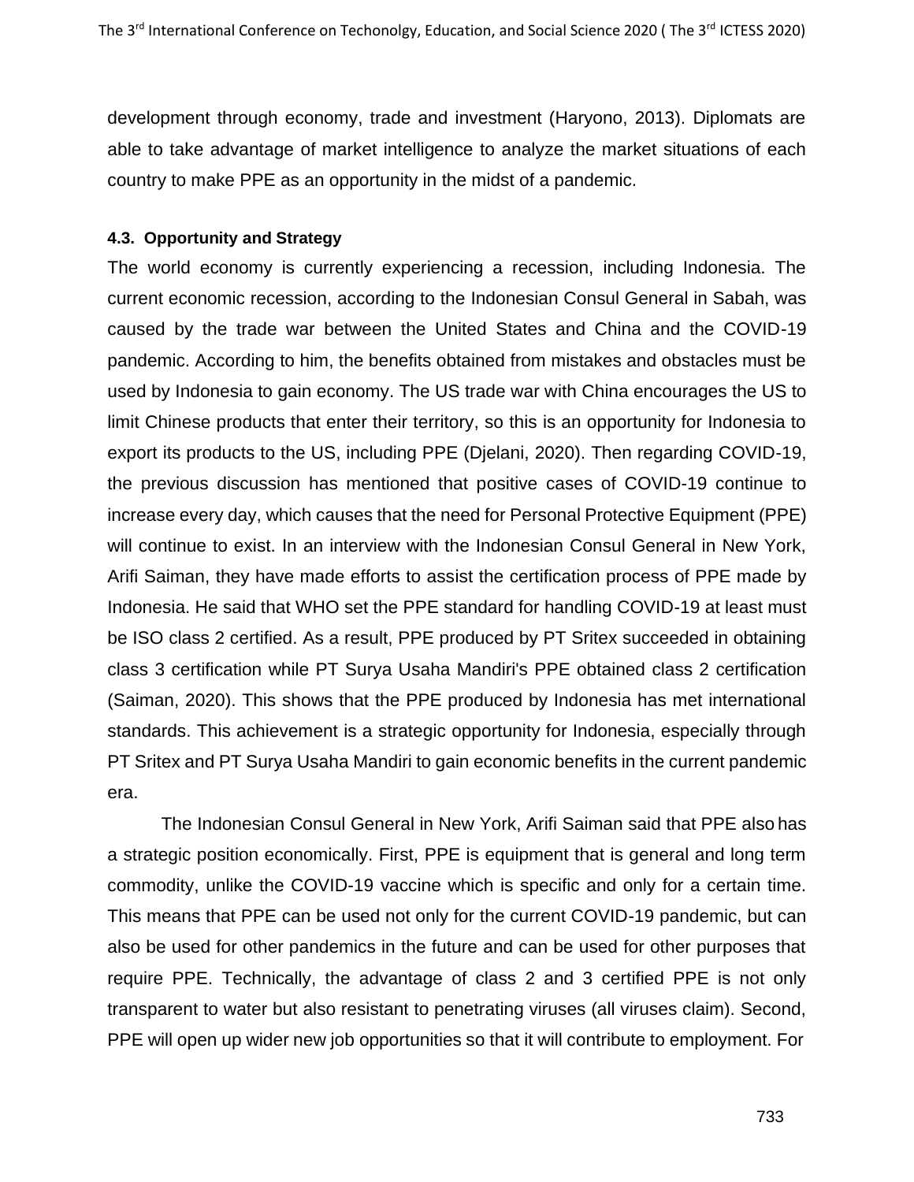development through economy, trade and investment (Haryono, 2013). Diplomats are able to take advantage of market intelligence to analyze the market situations of each country to make PPE as an opportunity in the midst of a pandemic.

### 4.3. Opportunity and Strategy

The world economy is currently experiencing a recession, including Indonesia. The current economic recession, according to the Indonesian Consul General in Sabah, was caused by the trade war between the United States and China and the COVID-19 pandemic. According to him, the benefits obtained from mistakes and obstacles must be used by Indonesia to gain economy. The US trade war with China encourages the US to limit Chinese products that enter their territory, so this is an opportunity for Indonesia to export its products to the US, including PPE (Djelani, 2020). Then regarding COVID-19, the previous discussion has mentioned that positive cases of COVID-19 continue to increase every day, which causes that the need for Personal Protective Equipment (PPE) will continue to exist. In an interview with the Indonesian Consul General in New York, Arifi Saiman, they have made efforts to assist the certification process of PPE made by Indonesia. He said that WHO set the PPE standard for handling COVID-19 at least must be ISO class 2 certified. As a result, PPE produced by PT Sritex succeeded in obtaining class 3 certification while PT Surya Usaha Mandiri's PPE obtained class 2 certification (Saiman, 2020). This shows that the PPE produced by Indonesia has met international standards. This achievement is a strategic opportunity for Indonesia, especially through PT Sritex and PT Surya Usaha Mandiri to gain economic benefits in the current pandemic era.

The Indonesian Consul General in New York, Arifi Saiman said that PPE also has a strategic position economically. First, PPE is equipment that is general and long term commodity, unlike the COVID-19 vaccine which is specific and only for a certain time. This means that PPE can be used not only for the current COVID-19 pandemic, but can also be used for other pandemics in the future and can be used for other purposes that require PPE. Technically, the advantage of class 2 and 3 certified PPE is not only transparent to water but also resistant to penetrating viruses (all viruses claim). Second, PPE will open up wider new job opportunities so that it will contribute to employment. For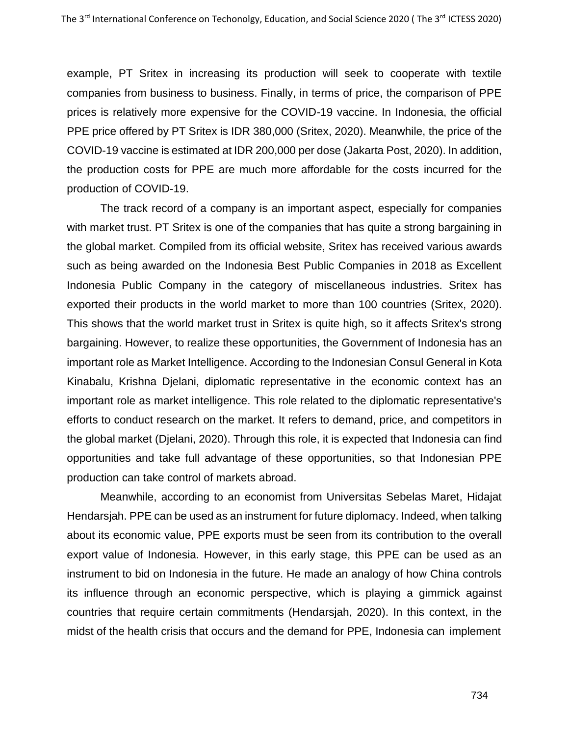example, PT Sritex in increasing its production will seek to cooperate with textile companies from business to business. Finally, in terms of price, the comparison of PPE prices is relatively more expensive for the COVID-19 vaccine. In Indonesia, the official PPE price offered by PT Sritex is IDR 380,000 (Sritex, 2020). Meanwhile, the price of the COVID-19 vaccine is estimated at IDR 200,000 per dose (Jakarta Post, 2020). In addition, the production costs for PPE are much more affordable for the costs incurred for the production of COVID-19.

The track record of a company is an important aspect, especially for companies with market trust. PT Sritex is one of the companies that has quite a strong bargaining in the global market. Compiled from its official website, Sritex has received various awards such as being awarded on the Indonesia Best Public Companies in 2018 as Excellent Indonesia Public Company in the category of miscellaneous industries. Sritex has exported their products in the world market to more than 100 countries (Sritex, 2020). This shows that the world market trust in Sritex is quite high, so it affects Sritex's strong bargaining. However, to realize these opportunities, the Government of Indonesia has an important role as Market Intelligence. According to the Indonesian Consul General in Kota Kinabalu, Krishna Djelani, diplomatic representative in the economic context has an important role as market intelligence. This role related to the diplomatic representative's efforts to conduct research on the market. It refers to demand, price, and competitors in the global market (Djelani, 2020). Through this role, it is expected that Indonesia can find opportunities and take full advantage of these opportunities, so that Indonesian PPE production can take control of markets abroad.

Meanwhile, according to an economist from Universitas Sebelas Maret, Hidajat Hendarsjah. PPE can be used as an instrument for future diplomacy. Indeed, when talking about its economic value, PPE exports must be seen from its contribution to the overall export value of Indonesia. However, in this early stage, this PPE can be used as an instrument to bid on Indonesia in the future. He made an analogy of how China controls its influence through an economic perspective, which is playing a gimmick against countries that require certain commitments (Hendarsjah, 2020). In this context, in the midst of the health crisis that occurs and the demand for PPE, Indonesia can implement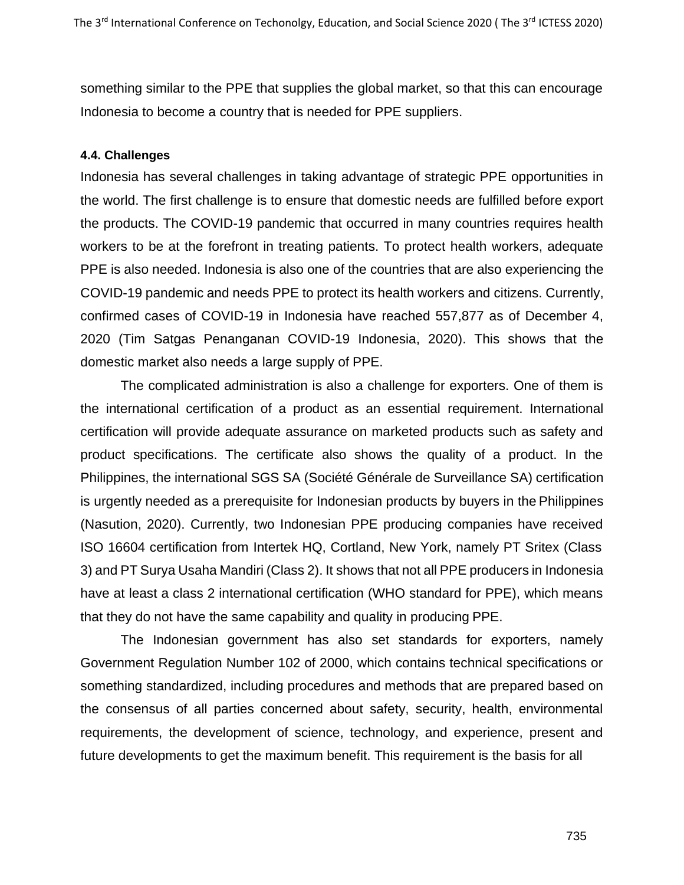something similar to the PPE that supplies the global market, so that this can encourage Indonesia to become a country that is needed for PPE suppliers.

#### 4.4. Challenges

Indonesia has several challenges in taking advantage of strategic PPE opportunities in the world. The first challenge is to ensure that domestic needs are fulfilled before export the products. The COVID-19 pandemic that occurred in many countries requires health workers to be at the forefront in treating patients. To protect health workers, adequate PPE is also needed. Indonesia is also one of the countries that are also experiencing the COVID-19 pandemic and needs PPE to protect its health workers and citizens. Currently, confirmed cases of COVID-19 in Indonesia have reached 557,877 as of December 4, 2020 (Tim Satgas Penanganan COVID-19 Indonesia, 2020). This shows that the domestic market also needs a large supply of PPE.

The complicated administration is also a challenge for exporters. One of them is the international certification of a product as an essential requirement. International certification will provide adequate assurance on marketed products such as safety and product specifications. The certificate also shows the quality of a product. In the Philippines, the international SGS SA (Société Générale de Surveillance SA) certification is urgently needed as a prerequisite for Indonesian products by buyers in the Philippines (Nasution, 2020). Currently, two Indonesian PPE producing companies have received ISO 16604 certification from Intertek HQ, Cortland, New York, namely PT Sritex (Class 3) and PT Surya Usaha Mandiri (Class 2). It shows that not all PPE producers in Indonesia have at least a class 2 international certification (WHO standard for PPE), which means that they do not have the same capability and quality in producing PPE.

The Indonesian government has also set standards for exporters, namely Government Regulation Number 102 of 2000, which contains technical specifications or something standardized, including procedures and methods that are prepared based on the consensus of all parties concerned about safety, security, health, environmental requirements, the development of science, technology, and experience, present and future developments to get the maximum benefit. This requirement is the basis for all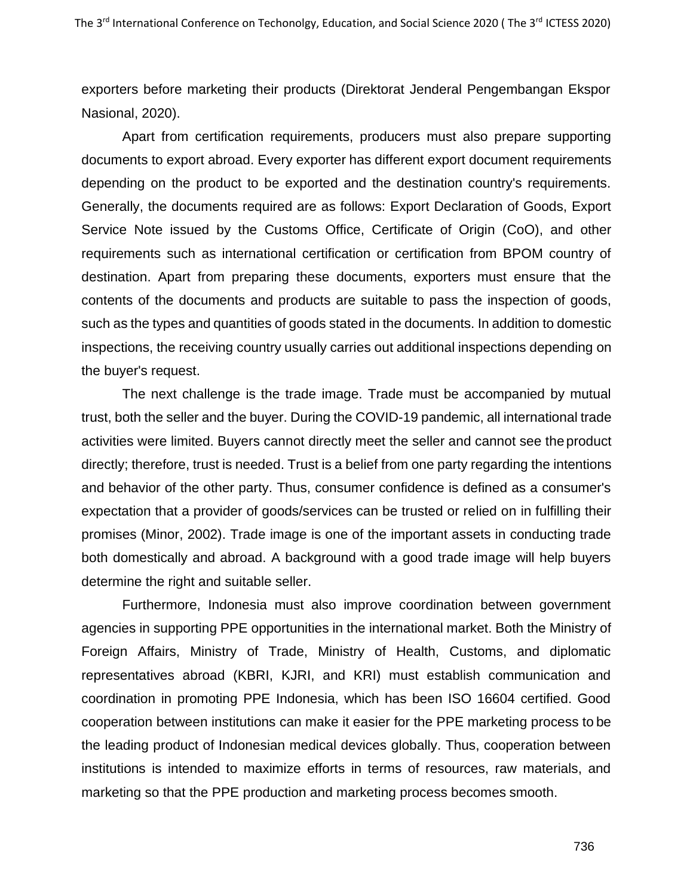exporters before marketing their products (Direktorat Jenderal Pengembangan Ekspor Nasional, 2020).

Apart from certification requirements, producers must also prepare supporting documents to export abroad. Every exporter has different export document requirements depending on the product to be exported and the destination country's requirements. Generally, the documents required are as follows: Export Declaration of Goods, Export Service Note issued by the Customs Office, Certificate of Origin (CoO), and other requirements such as international certification or certification from BPOM country of destination. Apart from preparing these documents, exporters must ensure that the contents of the documents and products are suitable to pass the inspection of goods, such as the types and quantities of goods stated in the documents. In addition to domestic inspections, the receiving country usually carries out additional inspections depending on the buyer's request.

The next challenge is the trade image. Trade must be accompanied by mutual trust, both the seller and the buyer. During the COVID-19 pandemic, all international trade activities were limited. Buyers cannot directly meet the seller and cannot see the product directly; therefore, trust is needed. Trust is a belief from one party regarding the intentions and behavior of the other party. Thus, consumer confidence is defined as a consumer's expectation that a provider of goods/services can be trusted or relied on in fulfilling their promises (Minor, 2002). Trade image is one of the important assets in conducting trade both domestically and abroad. A background with a good trade image will help buyers determine the right and suitable seller.

Furthermore, Indonesia must also improve coordination between government agencies in supporting PPE opportunities in the international market. Both the Ministry of Foreign Affairs, Ministry of Trade, Ministry of Health, Customs, and diplomatic representatives abroad (KBRI, KJRI, and KRI) must establish communication and coordination in promoting PPE Indonesia, which has been ISO 16604 certified. Good cooperation between institutions can make it easier for the PPE marketing process to be the leading product of Indonesian medical devices globally. Thus, cooperation between institutions is intended to maximize efforts in terms of resources, raw materials, and marketing so that the PPE production and marketing process becomes smooth.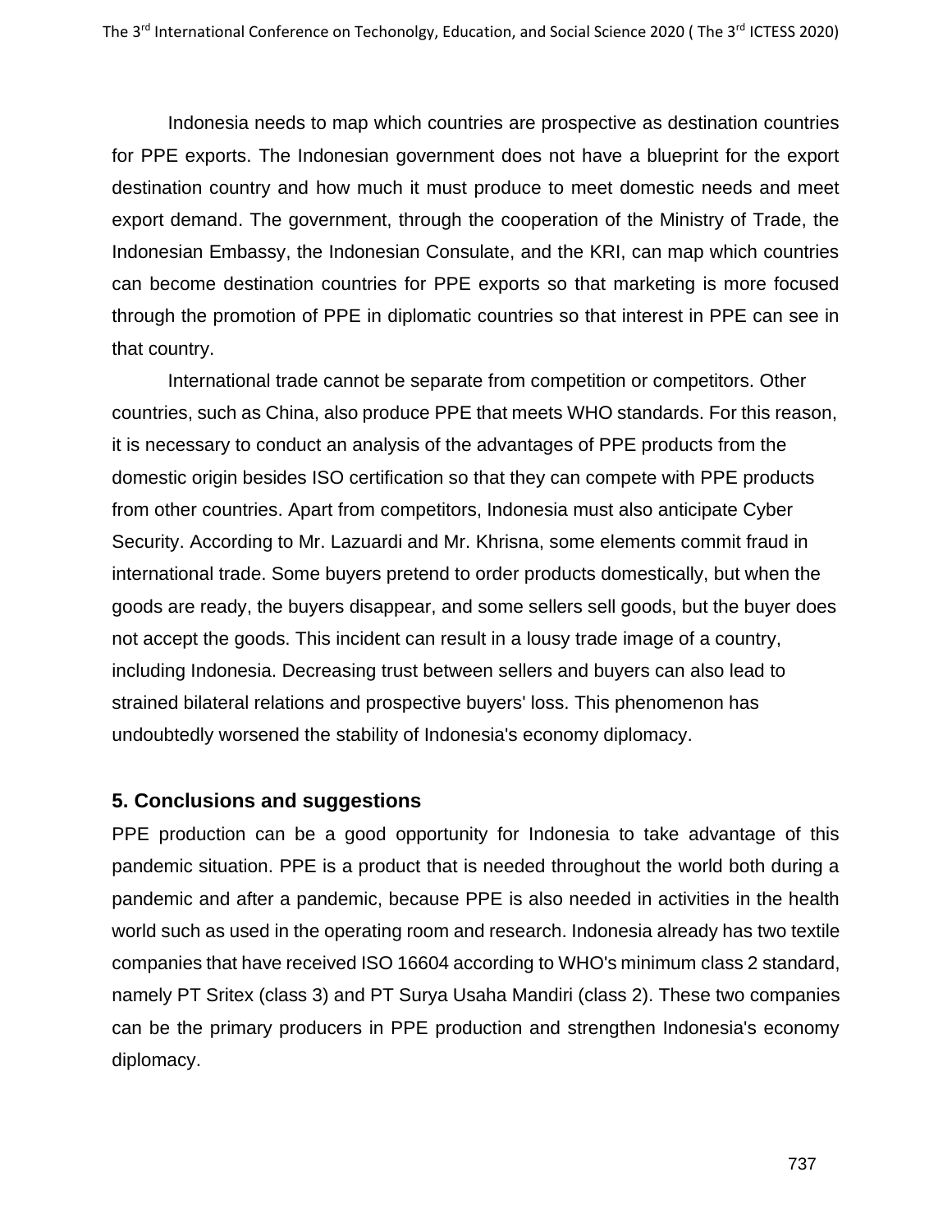Indonesia needs to map which countries are prospective as destination countries for PPE exports. The Indonesian government does not have a blueprint for the export destination country and how much it must produce to meet domestic needs and meet export demand. The government, through the cooperation of the Ministry of Trade, the Indonesian Embassy, the Indonesian Consulate, and the KRI, can map which countries can become destination countries for PPE exports so that marketing is more focused through the promotion of PPE in diplomatic countries so that interest in PPE can see in that country.

International trade cannot be separate from competition or competitors. Other countries, such as China, also produce PPE that meets WHO standards. For this reason, it is necessary to conduct an analysis of the advantages of PPE products from the domestic origin besides ISO certification so that they can compete with PPE products from other countries. Apart from competitors, Indonesia must also anticipate Cyber Security. According to Mr. Lazuardi and Mr. Khrisna, some elements commit fraud in international trade. Some buyers pretend to order products domestically, but when the goods are ready, the buyers disappear, and some sellers sell goods, but the buyer does not accept the goods. This incident can result in a lousy trade image of a country, including Indonesia. Decreasing trust between sellers and buyers can also lead to strained bilateral relations and prospective buyers' loss. This phenomenon has undoubtedly worsened the stability of Indonesia's economy diplomacy.

## 5. Conclusions and suggestions

PPE production can be a good opportunity for Indonesia to take advantage of this pandemic situation. PPE is a product that is needed throughout the world both during a pandemic and after a pandemic, because PPE is also needed in activities in the health world such as used in the operating room and research. Indonesia already has two textile companies that have received ISO 16604 according to WHO's minimum class 2 standard, namely PT Sritex (class 3) and PT Surya Usaha Mandiri (class 2). These two companies can be the primary producers in PPE production and strengthen Indonesia's economy diplomacy.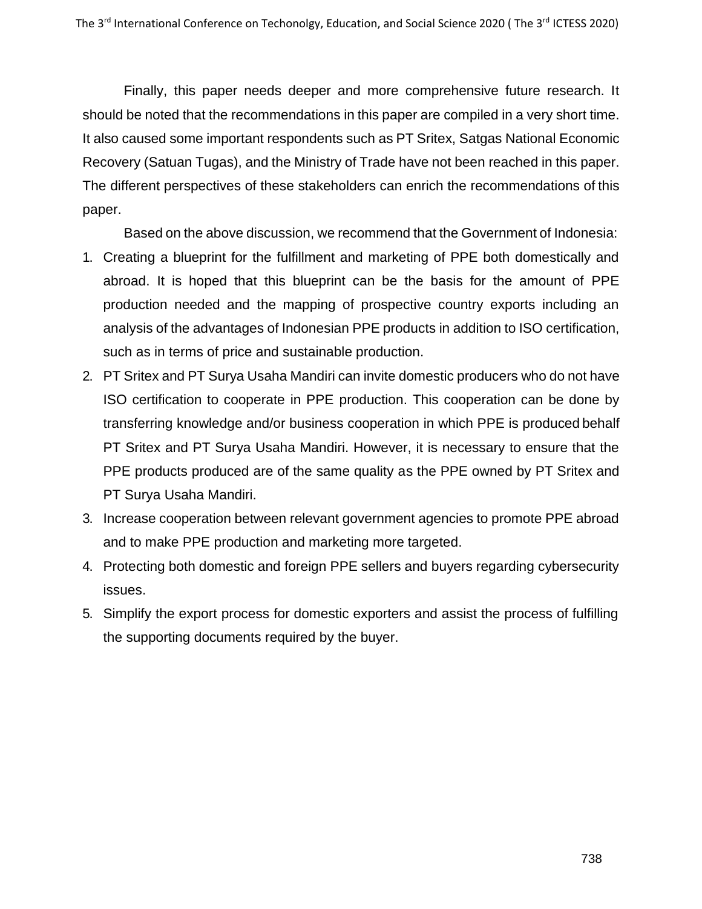Finally, this paper needs deeper and more comprehensive future research. It should be noted that the recommendations in this paper are compiled in a very short time. It also caused some important respondents such as PT Sritex, Satgas National Economic Recovery (Satuan Tugas), and the Ministry of Trade have not been reached in this paper. The different perspectives of these stakeholders can enrich the recommendations of this paper.

Based on the above discussion, we recommend that the Government of Indonesia:

1. Creating a blueprint for the fulfillment and marketing of PPE both domestically and abroad. It is hoped that this blueprint can be the basis for the amount of PPE production needed and the mapping of prospective country exports including an analysis of the advantages of Indonesian PPE products in addition to ISO certification, such as in terms of price and sustainable production.
2. PT Sritex and PT Surya Usaha Mandiri can invite domestic producers who do not have ISO certification to cooperate in PPE production. This cooperation can be done by transferring knowledge and/or business cooperation in which PPE is produced behalf PT Sritex and PT Surya Usaha Mandiri. However, it is necessary to ensure that the PPE products produced are of the same quality as the PPE owned by PT Sritex and PT Surya Usaha Mandiri.
3. Increase cooperation between relevant government agencies to promote PPE abroad and to make PPE production and marketing more targeted.
4. Protecting both domestic and foreign PPE sellers and buyers regarding cybersecurity issues.
5. Simplify the export process for domestic exporters and assist the process of fulfilling the supporting documents required by the buyer.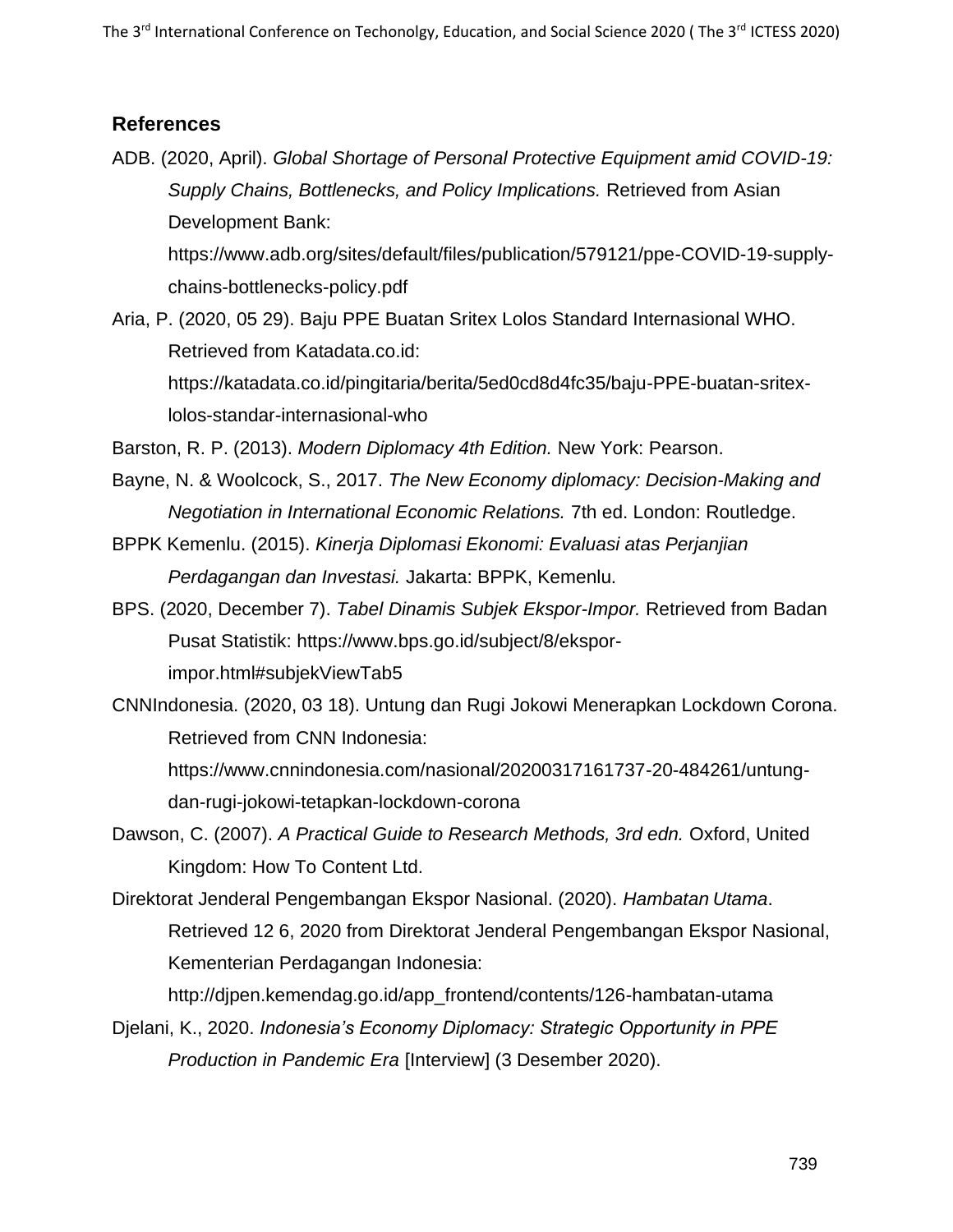## References

ADB. (2020, April). *Global Shortage of Personal Protective Equipment amid COVID-19: Supply Chains, Bottlenecks, and Policy Implications.* Retrieved from Asian Development Bank: https://www.adb.org/sites/default/files/publication/579121/ppe-COVID-19-supply-chains-bottlenecks-policy.pdf

Aria, P. (2020, 05 29). Baju PPE Buatan Sritex Lolos Standard Internasional WHO. Retrieved from Katadata.co.id: https://katadata.co.id/pingitaria/berita/5ed0cd8d4fc35/baju-PPE-buatan-sritex-lolos-standar-internasional-who

Barston, R. P. (2013). *Modern Diplomacy 4th Edition.* New York: Pearson.

Bayne, N. & Woolcock, S., 2017. *The New Economy diplomacy: Decision-Making and Negotiation in International Economic Relations.* 7th ed. London: Routledge.

BPPK Kemenlu. (2015). *Kinerja Diplomasi Ekonomi: Evaluasi atas Perjanjian Perdagangan dan Investasi.* Jakarta: BPPK, Kemenlu.

BPS. (2020, December 7). *Tabel Dinamis Subjek Ekspor-Impor.* Retrieved from Badan Pusat Statistik: https://www.bps.go.id/subject/8/ekspor-impor.html#subjekViewTab5

CNNIndonesia. (2020, 03 18). Untung dan Rugi Jokowi Menerapkan Lockdown Corona. Retrieved from CNN Indonesia: https://www.cnnindonesia.com/nasional/20200317161737-20-484261/untung-dan-rugi-jokowi-tetapkan-lockdown-corona

Dawson, C. (2007). *A Practical Guide to Research Methods, 3rd edn.* Oxford, United Kingdom: How To Content Ltd.

Direktorat Jenderal Pengembangan Ekspor Nasional. (2020). *Hambatan Utama*. Retrieved 12 6, 2020 from Direktorat Jenderal Pengembangan Ekspor Nasional, Kementerian Perdagangan Indonesia: http://djpen.kemendag.go.id/app_frontend/contents/126-hambatan-utama

Djelani, K., 2020. *Indonesia's Economy Diplomacy: Strategic Opportunity in PPE Production in Pandemic Era* [Interview] (3 Desember 2020).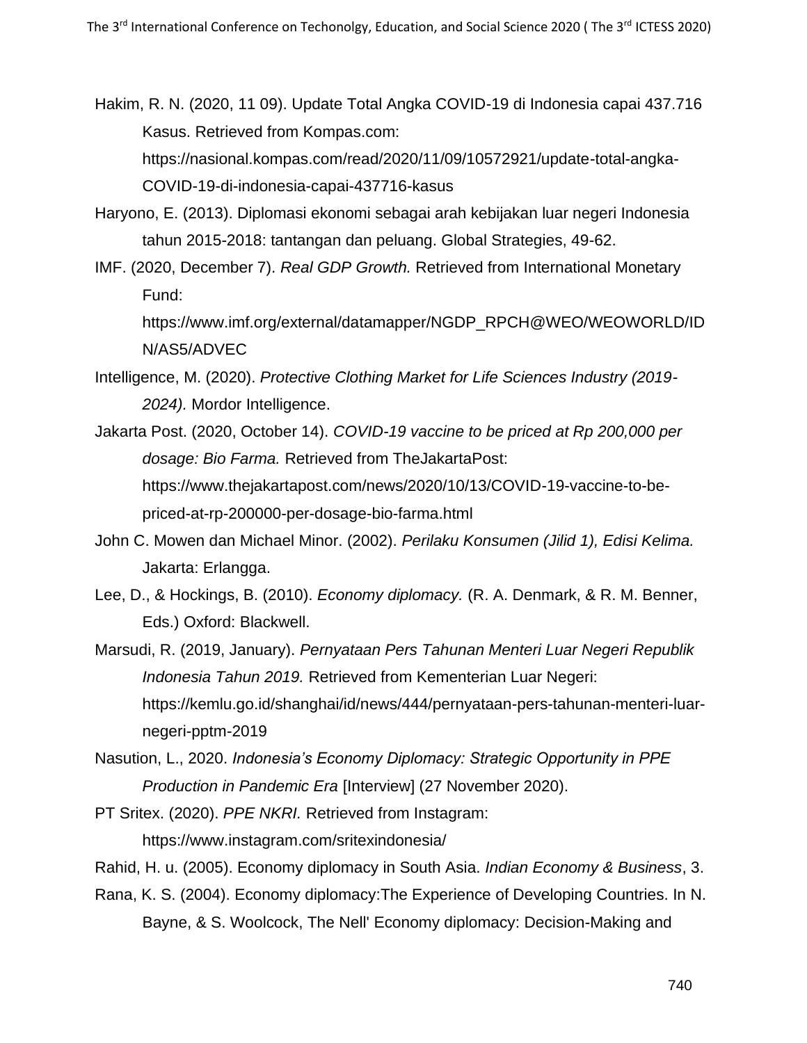Hakim, R. N. (2020, 11 09). Update Total Angka COVID-19 di Indonesia capai 437.716 Kasus. Retrieved from Kompas.com: https://nasional.kompas.com/read/2020/11/09/10572921/update-total-angka-COVID-19-di-indonesia-capai-437716-kasus

Haryono, E. (2013). Diplomasi ekonomi sebagai arah kebijakan luar negeri Indonesia tahun 2015-2018: tantangan dan peluang. Global Strategies, 49-62.

IMF. (2020, December 7). *Real GDP Growth.* Retrieved from International Monetary Fund: https://www.imf.org/external/datamapper/NGDP_RPCH@WEO/WEOWORLD/IDN/AS5/ADVEC

Intelligence, M. (2020). *Protective Clothing Market for Life Sciences Industry (2019-2024).* Mordor Intelligence.

Jakarta Post. (2020, October 14). *COVID-19 vaccine to be priced at Rp 200,000 per dosage: Bio Farma.* Retrieved from TheJakartaPost: https://www.thejakartapost.com/news/2020/10/13/COVID-19-vaccine-to-be-priced-at-rp-200000-per-dosage-bio-farma.html

John C. Mowen dan Michael Minor. (2002). *Perilaku Konsumen (Jilid 1), Edisi Kelima.* Jakarta: Erlangga.

Lee, D., & Hockings, B. (2010). *Economy diplomacy.* (R. A. Denmark, & R. M. Benner, Eds.) Oxford: Blackwell.

Marsudi, R. (2019, January). *Pernyataan Pers Tahunan Menteri Luar Negeri Republik Indonesia Tahun 2019.* Retrieved from Kementerian Luar Negeri: https://kemlu.go.id/shanghai/id/news/444/pernyataan-pers-tahunan-menteri-luar-negeri-pptm-2019

Nasution, L., 2020. *Indonesia's Economy Diplomacy: Strategic Opportunity in PPE Production in Pandemic Era* [Interview] (27 November 2020).

PT Sritex. (2020). *PPE NKRI.* Retrieved from Instagram: https://www.instagram.com/sritexindonesia/

Rahid, H. u. (2005). Economy diplomacy in South Asia. *Indian Economy & Business*, 3.

Rana, K. S. (2004). Economy diplomacy:The Experience of Developing Countries. In N. Bayne, & S. Woolcock, The Nell' Economy diplomacy: Decision-Making and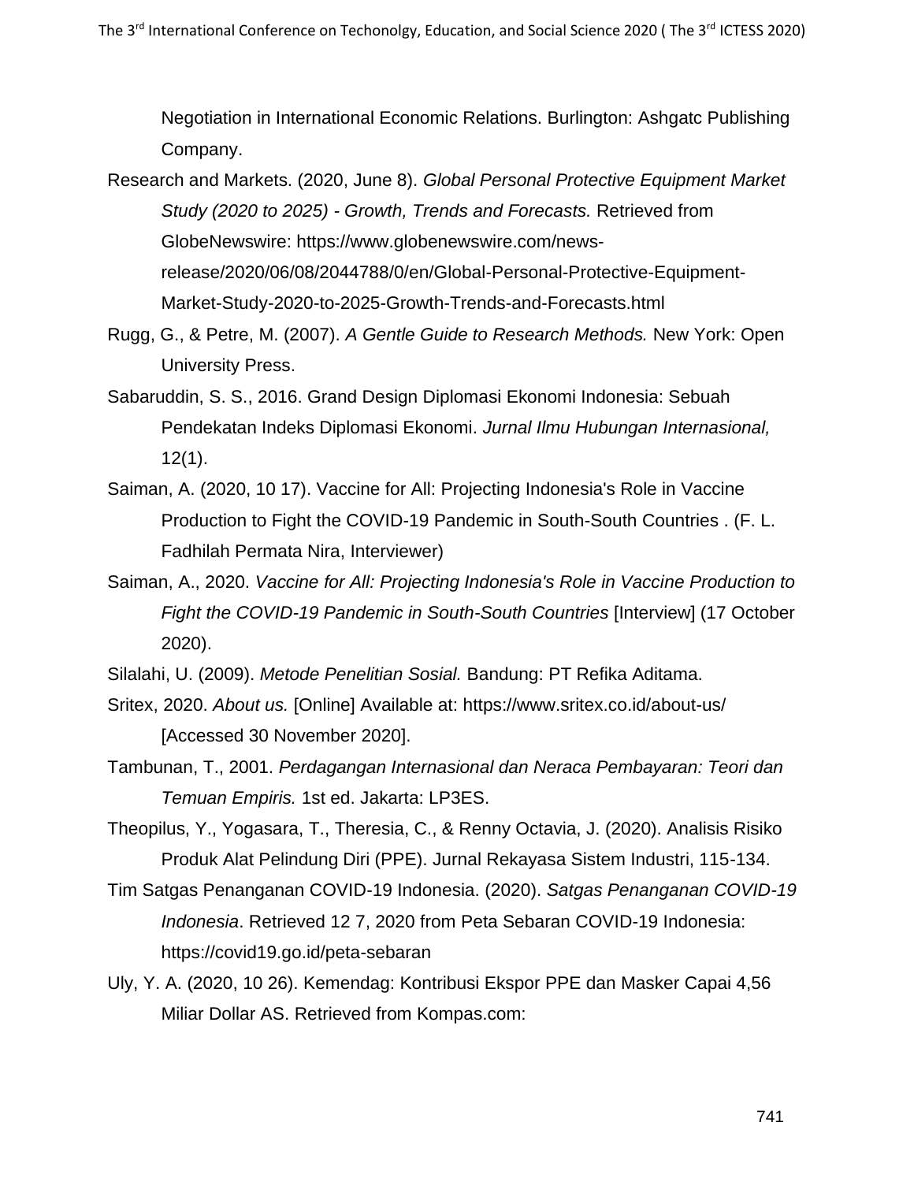Negotiation in International Economic Relations. Burlington: Ashgatc Publishing Company.

Research and Markets. (2020, June 8). *Global Personal Protective Equipment Market Study (2020 to 2025) - Growth, Trends and Forecasts.* Retrieved from GlobeNewswire: https://www.globenewswire.com/news-release/2020/06/08/2044788/0/en/Global-Personal-Protective-Equipment-Market-Study-2020-to-2025-Growth-Trends-and-Forecasts.html

Rugg, G., & Petre, M. (2007). *A Gentle Guide to Research Methods.* New York: Open University Press.

Sabaruddin, S. S., 2016. Grand Design Diplomasi Ekonomi Indonesia: Sebuah Pendekatan Indeks Diplomasi Ekonomi. *Jurnal Ilmu Hubungan Internasional,* 12(1).

Saiman, A. (2020, 10 17). Vaccine for All: Projecting Indonesia's Role in Vaccine Production to Fight the COVID-19 Pandemic in South-South Countries . (F. L. Fadhilah Permata Nira, Interviewer)

Saiman, A., 2020. *Vaccine for All: Projecting Indonesia's Role in Vaccine Production to Fight the COVID-19 Pandemic in South-South Countries* [Interview] (17 October 2020).

Silalahi, U. (2009). *Metode Penelitian Sosial.* Bandung: PT Refika Aditama.

Sritex, 2020. *About us.* [Online] Available at: https://www.sritex.co.id/about-us/ [Accessed 30 November 2020].

Tambunan, T., 2001. *Perdagangan Internasional dan Neraca Pembayaran: Teori dan Temuan Empiris.* 1st ed. Jakarta: LP3ES.

Theopilus, Y., Yogasara, T., Theresia, C., & Renny Octavia, J. (2020). Analisis Risiko Produk Alat Pelindung Diri (PPE). Jurnal Rekayasa Sistem Industri, 115-134.

Tim Satgas Penanganan COVID-19 Indonesia. (2020). *Satgas Penanganan COVID-19 Indonesia*. Retrieved 12 7, 2020 from Peta Sebaran COVID-19 Indonesia: https://covid19.go.id/peta-sebaran

Uly, Y. A. (2020, 10 26). Kemendag: Kontribusi Ekspor PPE dan Masker Capai 4,56 Miliar Dollar AS. Retrieved from Kompas.com: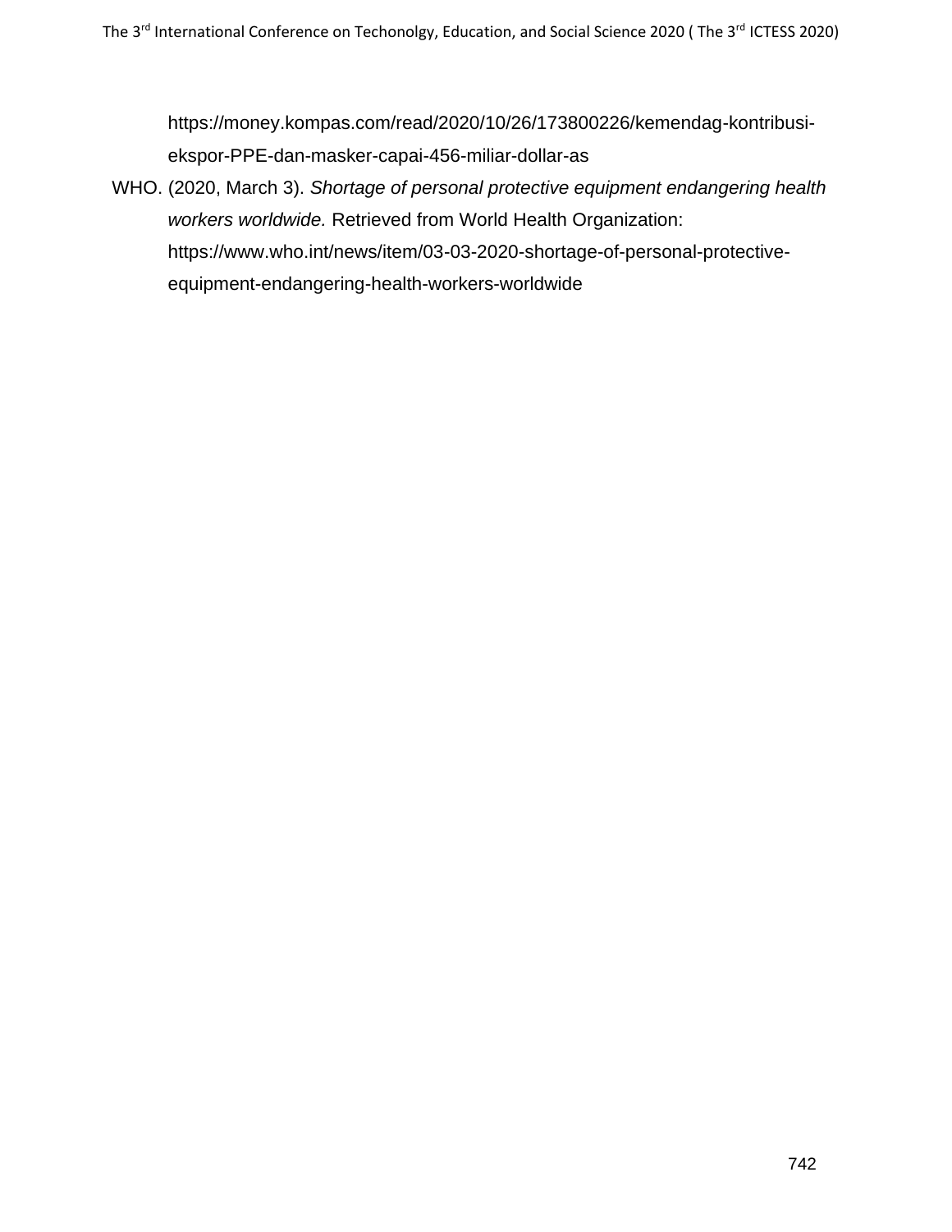https://money.kompas.com/read/2020/10/26/173800226/kemendag-kontribusi-ekspor-PPE-dan-masker-capai-456-miliar-dollar-as

WHO. (2020, March 3). *Shortage of personal protective equipment endangering health workers worldwide.* Retrieved from World Health Organization: https://www.who.int/news/item/03-03-2020-shortage-of-personal-protective-equipment-endangering-health-workers-worldwide